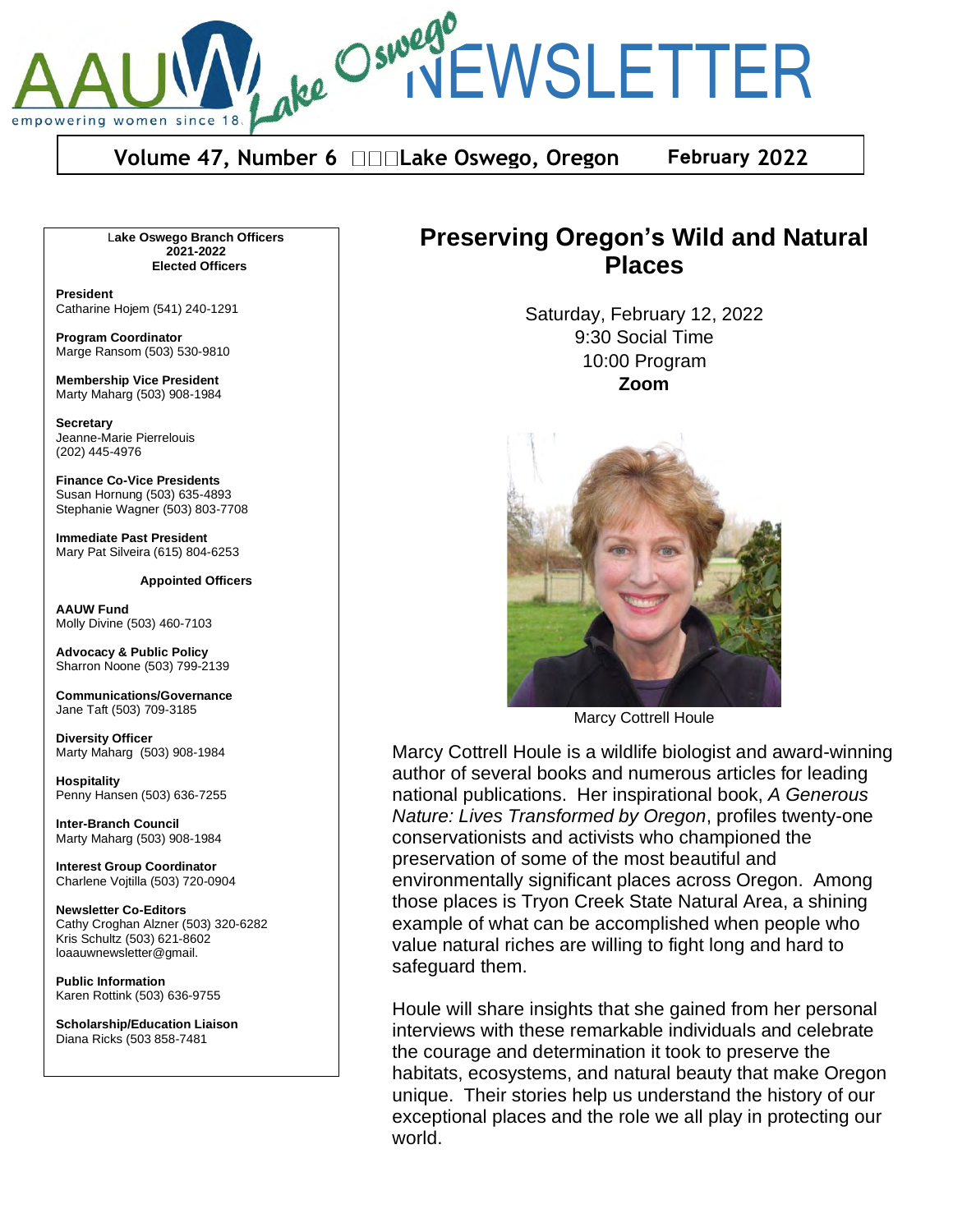# AAUW Lake Oswego NEWSLETTER

empowering women since 1881

**Volume 47, Number 6 Lake Oswego, Oregon February 2022**

**Lake Oswego Branch Officers 2021-2022**

**Elected Officers**

**President**
Catharine Hojem (541) 240-1291

**Program Coordinator**
Marge Ransom (503) 530-9810

**Membership Vice President**
Marty Maharg (503) 908-1984

**Secretary**
Jeanne-Marie Pierrelouis
(202) 445-4976

**Finance Co-Vice Presidents**
Susan Hornung (503) 635-4893
Stephanie Wagner (503) 803-7708

**Immediate Past President**
Mary Pat Silveira (615) 804-6253

**Appointed Officers**

**AAUW Fund**
Molly Divine (503) 460-7103

**Advocacy & Public Policy**
Sharron Noone (503) 799-2139

**Communications/Governance**
Jane Taft (503) 709-3185

**Diversity Officer**
Marty Maharg (503) 908-1984

**Hospitality**
Penny Hansen (503) 636-7255

**Inter-Branch Council**
Marty Maharg (503) 908-1984

**Interest Group Coordinator**
Charlene Vojtilla (503) 720-0904

**Newsletter Co-Editors**
Cathy Croghan Alzner (503) 320-6282
Kris Schultz (503) 621-8602
loaauwnewsletter@gmail.

**Public Information**
Karen Rottink (503) 636-9755

**Scholarship/Education Liaison**
Diana Ricks (503 858-7481

## Preserving Oregon's Wild and Natural Places

Saturday, February 12, 2022
9:30 Social Time
10:00 Program
**Zoom**

Marcy Cottrell Houle

Marcy Cottrell Houle is a wildlife biologist and award-winning author of several books and numerous articles for leading national publications. Her inspirational book, *A Generous Nature: Lives Transformed by Oregon*, profiles twenty-one conservationists and activists who championed the preservation of some of the most beautiful and environmentally significant places across Oregon. Among those places is Tryon Creek State Natural Area, a shining example of what can be accomplished when people who value natural riches are willing to fight long and hard to safeguard them.

Houle will share insights that she gained from her personal interviews with these remarkable individuals and celebrate the courage and determination it took to preserve the habitats, ecosystems, and natural beauty that make Oregon unique. Their stories help us understand the history of our exceptional places and the role we all play in protecting our world.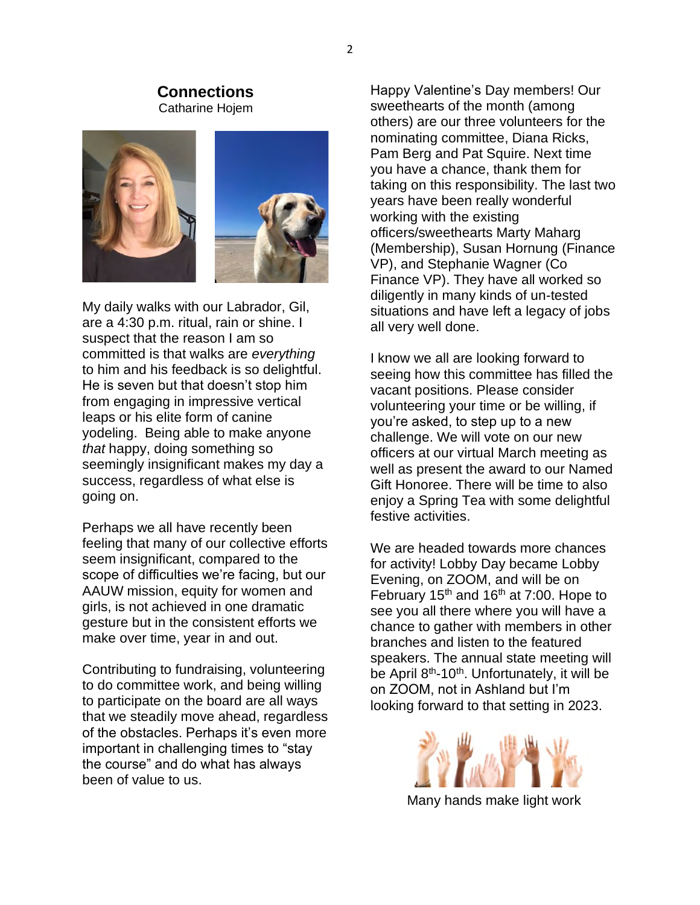## Connections

Catharine Hojem

My daily walks with our Labrador, Gil, are a 4:30 p.m. ritual, rain or shine. I suspect that the reason I am so committed is that walks are *everything* to him and his feedback is so delightful. He is seven but that doesn't stop him from engaging in impressive vertical leaps or his elite form of canine yodeling. Being able to make anyone *that* happy, doing something so seemingly insignificant makes my day a success, regardless of what else is going on.

Perhaps we all have recently been feeling that many of our collective efforts seem insignificant, compared to the scope of difficulties we're facing, but our AAUW mission, equity for women and girls, is not achieved in one dramatic gesture but in the consistent efforts we make over time, year in and out.

Contributing to fundraising, volunteering to do committee work, and being willing to participate on the board are all ways that we steadily move ahead, regardless of the obstacles. Perhaps it's even more important in challenging times to "stay the course" and do what has always been of value to us.

Happy Valentine's Day members! Our sweethearts of the month (among others) are our three volunteers for the nominating committee, Diana Ricks, Pam Berg and Pat Squire. Next time you have a chance, thank them for taking on this responsibility. The last two years have been really wonderful working with the existing officers/sweethearts Marty Maharg (Membership), Susan Hornung (Finance VP), and Stephanie Wagner (Co Finance VP). They have all worked so diligently in many kinds of un-tested situations and have left a legacy of jobs all very well done.

I know we all are looking forward to seeing how this committee has filled the vacant positions. Please consider volunteering your time or be willing, if you're asked, to step up to a new challenge. We will vote on our new officers at our virtual March meeting as well as present the award to our Named Gift Honoree. There will be time to also enjoy a Spring Tea with some delightful festive activities.

We are headed towards more chances for activity! Lobby Day became Lobby Evening, on ZOOM, and will be on February 15th and 16th at 7:00. Hope to see you all there where you will have a chance to gather with members in other branches and listen to the featured speakers. The annual state meeting will be April 8th-10th. Unfortunately, it will be on ZOOM, not in Ashland but I'm looking forward to that setting in 2023.

Many hands make light work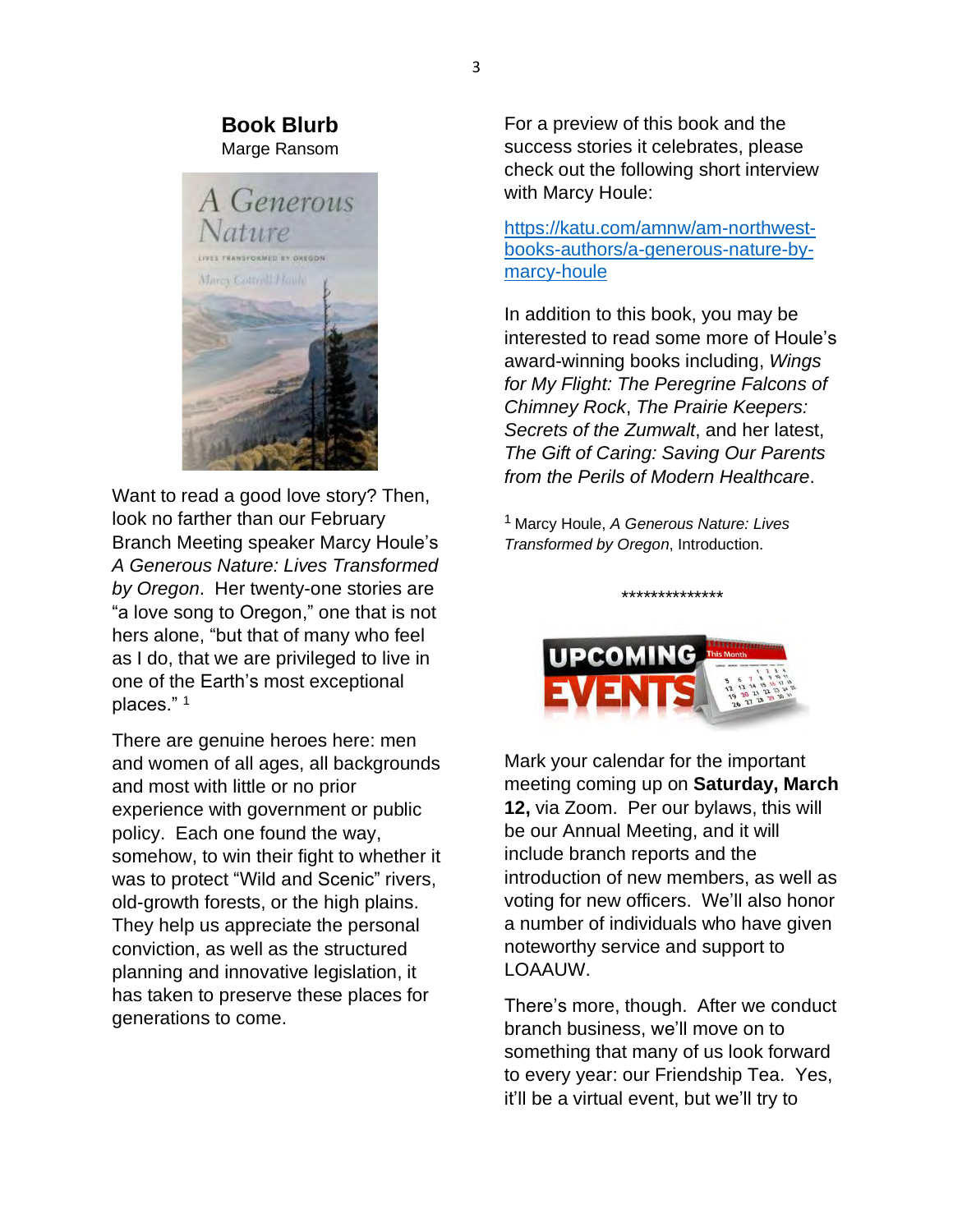## Book Blurb

Marge Ransom

Want to read a good love story? Then, look no farther than our February Branch Meeting speaker Marcy Houle's *A Generous Nature: Lives Transformed by Oregon*. Her twenty-one stories are "a love song to Oregon," one that is not hers alone, "but that of many who feel as I do, that we are privileged to live in one of the Earth's most exceptional places." [1]

There are genuine heroes here: men and women of all ages, all backgrounds and most with little or no prior experience with government or public policy. Each one found the way, somehow, to win their fight to whether it was to protect "Wild and Scenic" rivers, old-growth forests, or the high plains. They help us appreciate the personal conviction, as well as the structured planning and innovative legislation, it has taken to preserve these places for generations to come.

For a preview of this book and the success stories it celebrates, please check out the following short interview with Marcy Houle:

[https://katu.com/amnw/am-northwest-books-authors/a-generous-nature-by-marcy-houle](https://katu.com/amnw/am-northwest-books-authors/a-generous-nature-by-marcy-houle)

In addition to this book, you may be interested to read some more of Houle's award-winning books including, *Wings for My Flight: The Peregrine Falcons of Chimney Rock*, *The Prairie Keepers: Secrets of the Zumwalt*, and her latest, *The Gift of Caring: Saving Our Parents from the Perils of Modern Healthcare*.

[1] Marcy Houle, *A Generous Nature: Lives Transformed by Oregon*, Introduction.

**************

Mark your calendar for the important meeting coming up on **Saturday, March 12,** via Zoom. Per our bylaws, this will be our Annual Meeting, and it will include branch reports and the introduction of new members, as well as voting for new officers. We'll also honor a number of individuals who have given noteworthy service and support to LOAAUW.

There's more, though. After we conduct branch business, we'll move on to something that many of us look forward to every year: our Friendship Tea. Yes, it'll be a virtual event, but we'll try to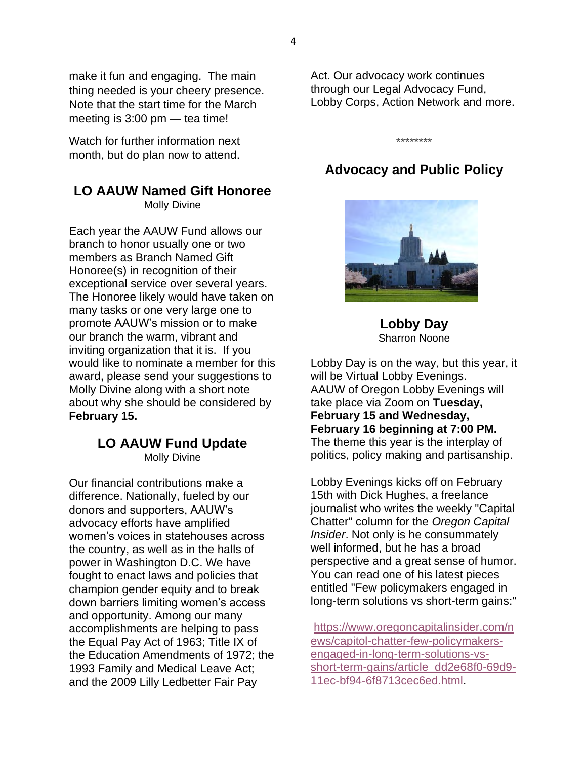make it fun and engaging. The main thing needed is your cheery presence. Note that the start time for the March meeting is 3:00 pm — tea time!

Watch for further information next month, but do plan to attend.

## LO AAUW Named Gift Honoree

Molly Divine

Each year the AAUW Fund allows our branch to honor usually one or two members as Branch Named Gift Honoree(s) in recognition of their exceptional service over several years. The Honoree likely would have taken on many tasks or one very large one to promote AAUW's mission or to make our branch the warm, vibrant and inviting organization that it is. If you would like to nominate a member for this award, please send your suggestions to Molly Divine along with a short note about why she should be considered by **February 15.**

## LO AAUW Fund Update

Molly Divine

Our financial contributions make a difference. Nationally, fueled by our donors and supporters, AAUW's advocacy efforts have amplified women's voices in statehouses across the country, as well as in the halls of power in Washington D.C. We have fought to enact laws and policies that champion gender equity and to break down barriers limiting women's access and opportunity. Among our many accomplishments are helping to pass the Equal Pay Act of 1963; Title IX of the Education Amendments of 1972; the 1993 Family and Medical Leave Act; and the 2009 Lilly Ledbetter Fair Pay Act. Our advocacy work continues through our Legal Advocacy Fund, Lobby Corps, Action Network and more.

\*\*\*\*\*\*\*\*

## Advocacy and Public Policy

### Lobby Day

Sharron Noone

Lobby Day is on the way, but this year, it will be Virtual Lobby Evenings. AAUW of Oregon Lobby Evenings will take place via Zoom on **Tuesday, February 15 and Wednesday, February 16 beginning at 7:00 PM.** The theme this year is the interplay of politics, policy making and partisanship.

Lobby Evenings kicks off on February 15th with Dick Hughes, a freelance journalist who writes the weekly "Capital Chatter" column for the *Oregon Capital Insider*. Not only is he consummately well informed, but he has a broad perspective and a great sense of humor. You can read one of his latest pieces entitled "Few policymakers engaged in long-term solutions vs short-term gains:"

https://www.oregoncapitalinsider.com/news/capitol-chatter-few-policymakers-engaged-in-long-term-solutions-vs-short-term-gains/article_dd2e68f0-69d9-11ec-bf94-6f8713cec6ed.html.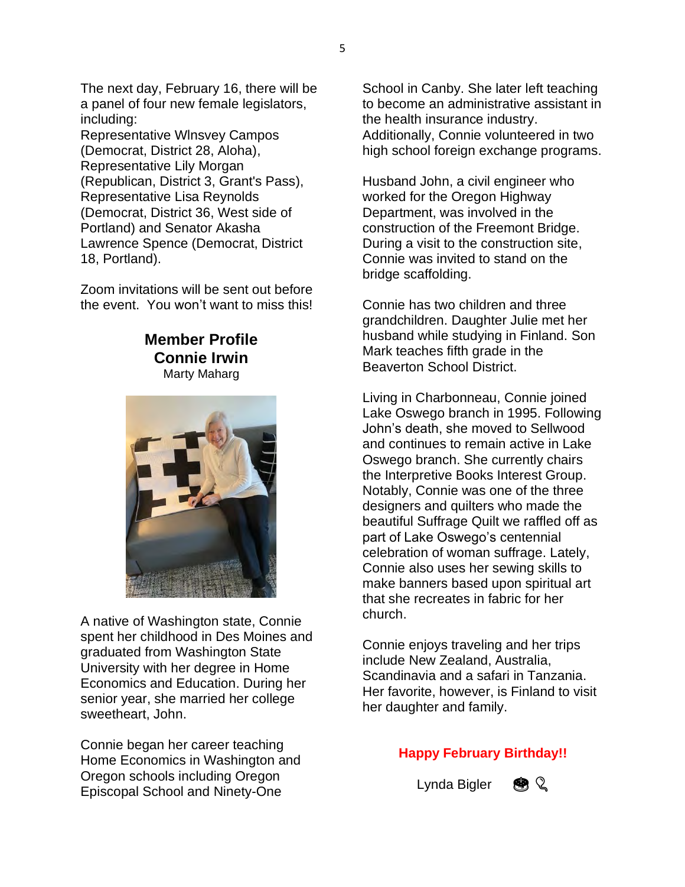The next day, February 16, there will be a panel of four new female legislators, including:
Representative Wlnsvey Campos (Democrat, District 28, Aloha), Representative Lily Morgan (Republican, District 3, Grant's Pass), Representative Lisa Reynolds (Democrat, District 36, West side of Portland) and Senator Akasha Lawrence Spence (Democrat, District 18, Portland).

Zoom invitations will be sent out before the event. You won't want to miss this!

## Member Profile
## Connie Irwin

Marty Maharg

A native of Washington state, Connie spent her childhood in Des Moines and graduated from Washington State University with her degree in Home Economics and Education. During her senior year, she married her college sweetheart, John.

Connie began her career teaching Home Economics in Washington and Oregon schools including Oregon Episcopal School and Ninety-One School in Canby. She later left teaching to become an administrative assistant in the health insurance industry. Additionally, Connie volunteered in two high school foreign exchange programs.

Husband John, a civil engineer who worked for the Oregon Highway Department, was involved in the construction of the Freemont Bridge. During a visit to the construction site, Connie was invited to stand on the bridge scaffolding.

Connie has two children and three grandchildren. Daughter Julie met her husband while studying in Finland. Son Mark teaches fifth grade in the Beaverton School District.

Living in Charbonneau, Connie joined Lake Oswego branch in 1995. Following John's death, she moved to Sellwood and continues to remain active in Lake Oswego branch. She currently chairs the Interpretive Books Interest Group. Notably, Connie was one of the three designers and quilters who made the beautiful Suffrage Quilt we raffled off as part of Lake Oswego's centennial celebration of woman suffrage. Lately, Connie also uses her sewing skills to make banners based upon spiritual art that she recreates in fabric for her church.

Connie enjoys traveling and her trips include New Zealand, Australia, Scandinavia and a safari in Tanzania. Her favorite, however, is Finland to visit her daughter and family.

**Happy February Birthday!!**

Lynda Bigler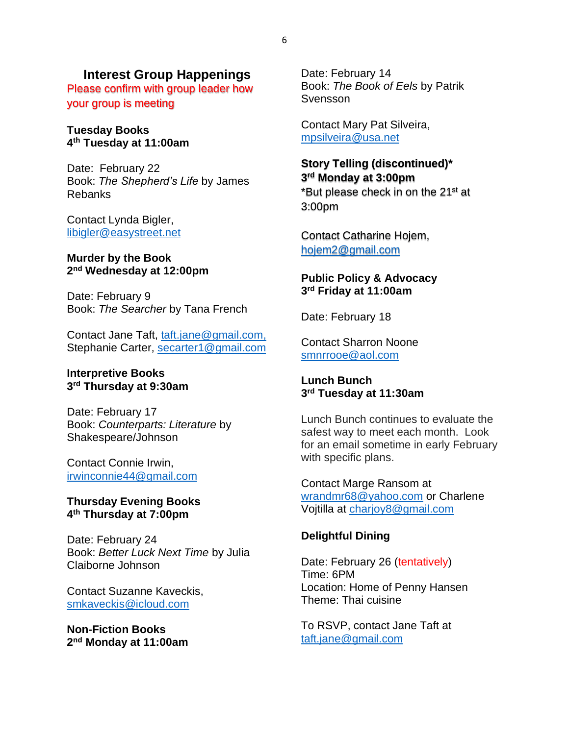## Interest Group Happenings

Please confirm with group leader how your group is meeting

**Tuesday Books**
**4th Tuesday at 11:00am**

Date: February 22
Book: *The Shepherd's Life* by James Rebanks

Contact Lynda Bigler, libigler@easystreet.net

**Murder by the Book**
**2nd Wednesday at 12:00pm**

Date: February 9
Book: *The Searcher* by Tana French

Contact Jane Taft, taft.jane@gmail.com, Stephanie Carter, secarter1@gmail.com

**Interpretive Books**
**3rd Thursday at 9:30am**

Date: February 17
Book: *Counterparts: Literature* by Shakespeare/Johnson

Contact Connie Irwin, irwinconnie44@gmail.com

**Thursday Evening Books**
**4th Thursday at 7:00pm**

Date: February 24
Book: *Better Luck Next Time* by Julia Claiborne Johnson

Contact Suzanne Kaveckis, smkaveckis@icloud.com

**Non-Fiction Books**
**2nd Monday at 11:00am**

Date: February 14
Book: *The Book of Eels* by Patrik Svensson

Contact Mary Pat Silveira, mpsilveira@usa.net

**Story Telling (discontinued)***
**3rd Monday at 3:00pm**
*But please check in on the 21st at 3:00pm

Contact Catharine Hojem, hojem2@gmail.com

**Public Policy & Advocacy**
**3rd Friday at 11:00am**

Date: February 18

Contact Sharron Noone
smnrrooe@aol.com

**Lunch Bunch**
**3rd Tuesday at 11:30am**

Lunch Bunch continues to evaluate the safest way to meet each month. Look for an email sometime in early February with specific plans.

Contact Marge Ransom at wrandmr68@yahoo.com or Charlene Vojtilla at charjoy8@gmail.com

**Delightful Dining**

Date: February 26 (tentatively)
Time: 6PM
Location: Home of Penny Hansen
Theme: Thai cuisine

To RSVP, contact Jane Taft at taft.jane@gmail.com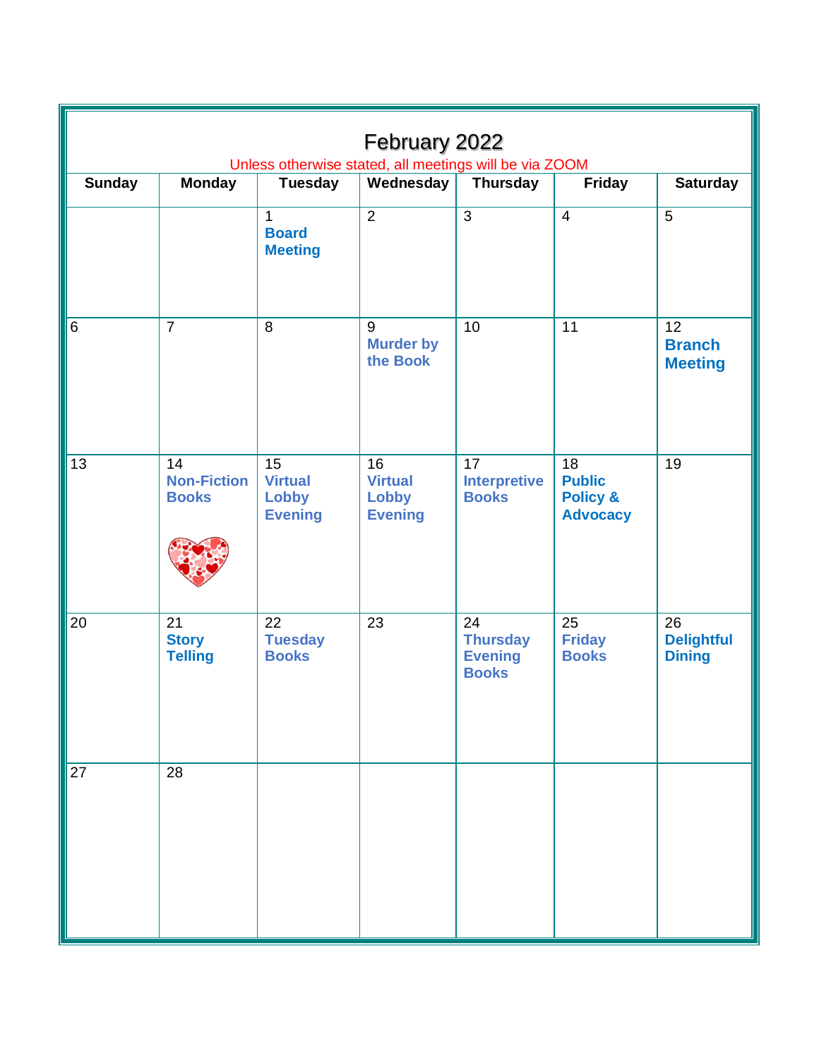# February 2022

Unless otherwise stated, all meetings will be via ZOOM

| Sunday | Monday | Tuesday | Wednesday | Thursday | Friday | Saturday |
|---|---|---|---|---|---|---|
| | | 1 **Board Meeting** | 2 | 3 | 4 | 5 |
| 6 | 7 | 8 | 9 **Murder by the Book** | 10 | 11 | 12 **Branch Meeting** |
| 13 | 14 **Non-Fiction Books** | 15 **Virtual Lobby Evening** | 16 **Virtual Lobby Evening** | 17 **Interpretive Books** | 18 **Public Policy & Advocacy** | 19 |
| 20 | 21 **Story Telling** | 22 **Tuesday Books** | 23 | 24 **Thursday Evening Books** | 25 **Friday Books** | 26 **Delightful Dining** |
| 27 | 28 | | | | | |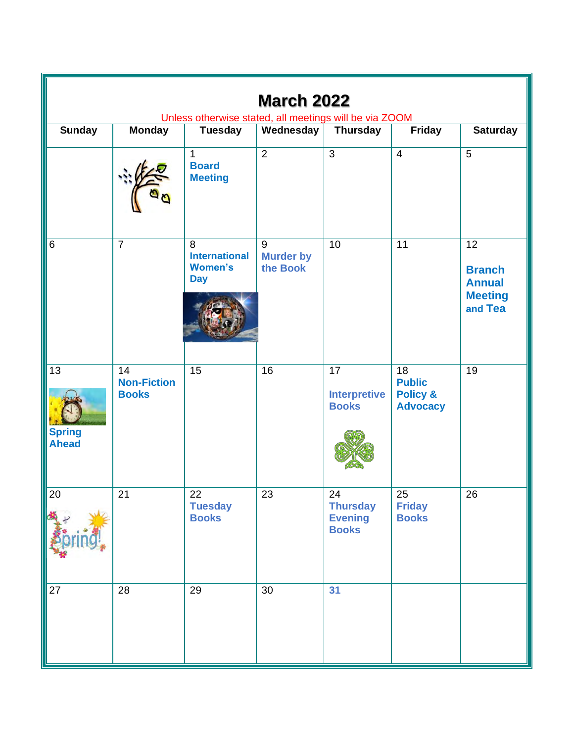# March 2022

Unless otherwise stated, all meetings will be via ZOOM

| Sunday | Monday | Tuesday | Wednesday | Thursday | Friday | Saturday |
|---|---|---|---|---|---|---|
| | | 1 **Board Meeting** | 2 | 3 | 4 | 5 |
| 6 | 7 | 8 **International Women's Day** | 9 **Murder by the Book** | 10 | 11 | 12 **Branch Annual Meeting and Tea** |
| 13 **Spring Ahead** | 14 **Non-Fiction Books** | 15 | 16 | 17 **Interpretive Books** | 18 **Public Policy & Advocacy** | 19 |
| 20 | 21 | 22 **Tuesday Books** | 23 | 24 **Thursday Evening Books** | 25 **Friday Books** | 26 |
| 27 | 28 | 29 | 30 | 31 | | |